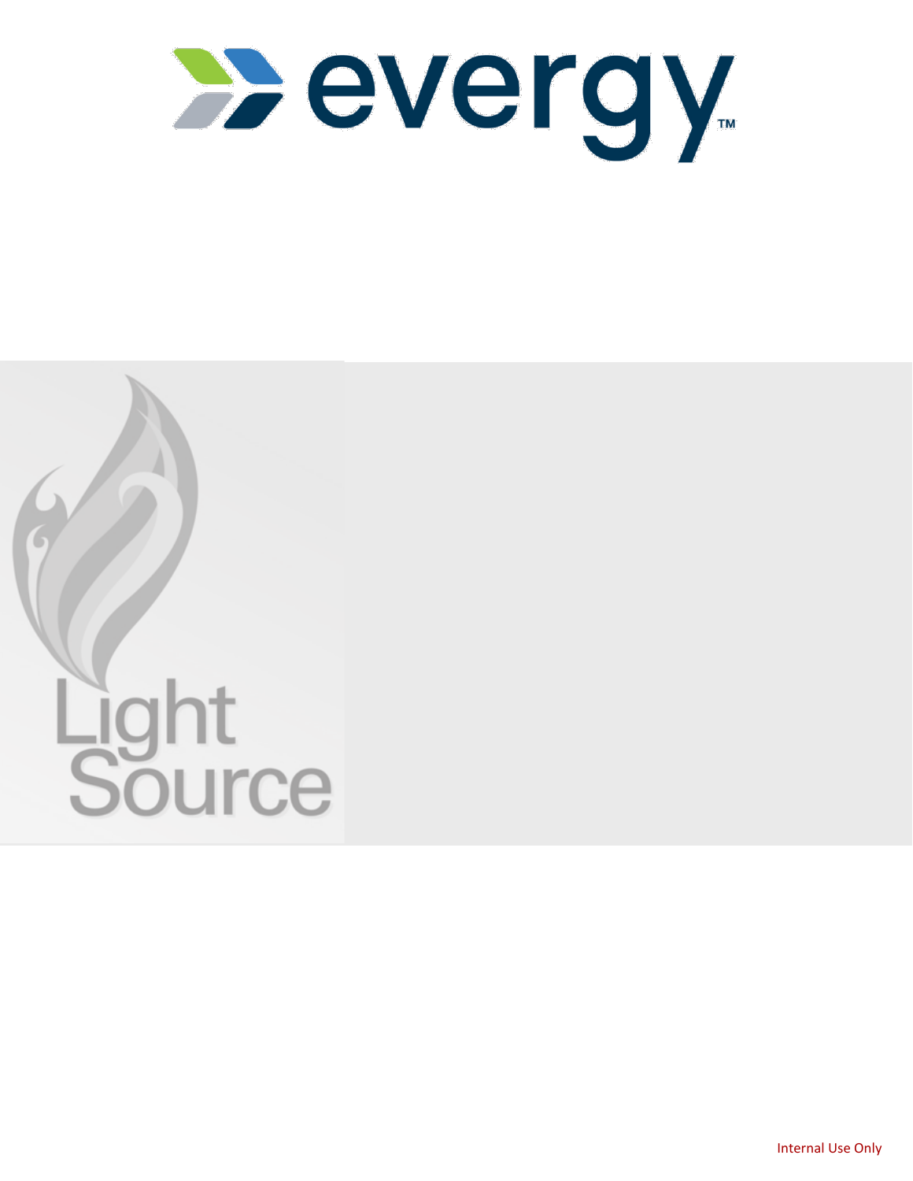evergy™

Light Source

Internal Use Only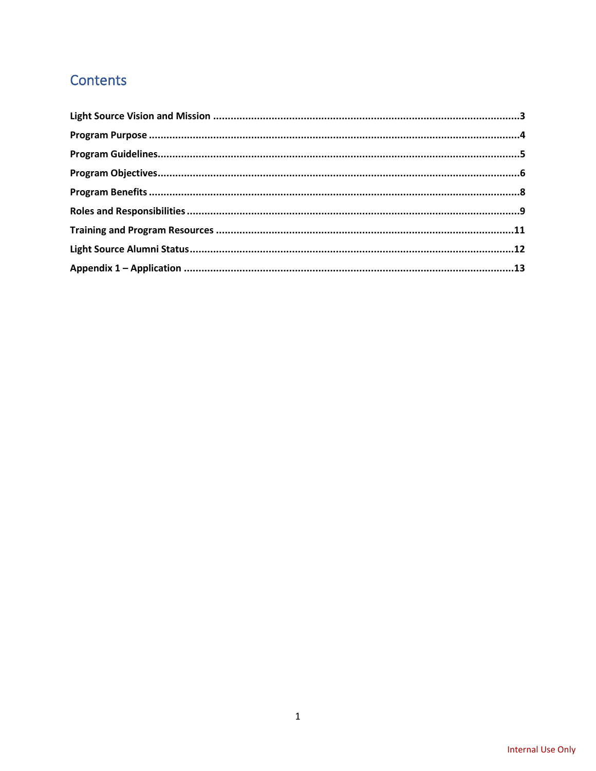## Contents

**Light Source Vision and Mission** ........................................................................................................3

**Program Purpose** ..............................................................................................................................4

**Program Guidelines**...........................................................................................................................5

**Program Objectives**...........................................................................................................................6

**Program Benefits** ..............................................................................................................................8

**Roles and Responsibilities** .................................................................................................................9

**Training and Program Resources** .....................................................................................................11

**Light Source Alumni Status**..............................................................................................................12

**Appendix 1 – Application** ................................................................................................................13

Internal Use Only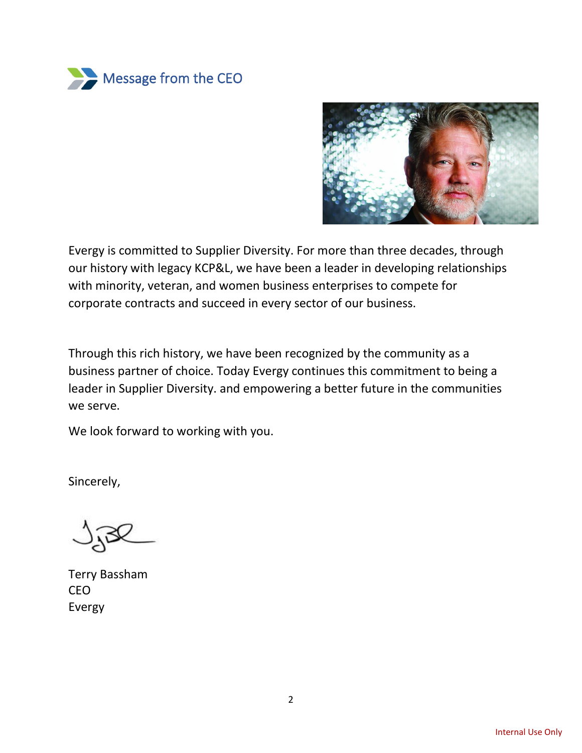# Message from the CEO

Evergy is committed to Supplier Diversity. For more than three decades, through our history with legacy KCP&L, we have been a leader in developing relationships with minority, veteran, and women business enterprises to compete for corporate contracts and succeed in every sector of our business.

Through this rich history, we have been recognized by the community as a business partner of choice. Today Evergy continues this commitment to being a leader in Supplier Diversity. and empowering a better future in the communities we serve.

We look forward to working with you.

Sincerely,

Terry Bassham
CEO
Evergy

Internal Use Only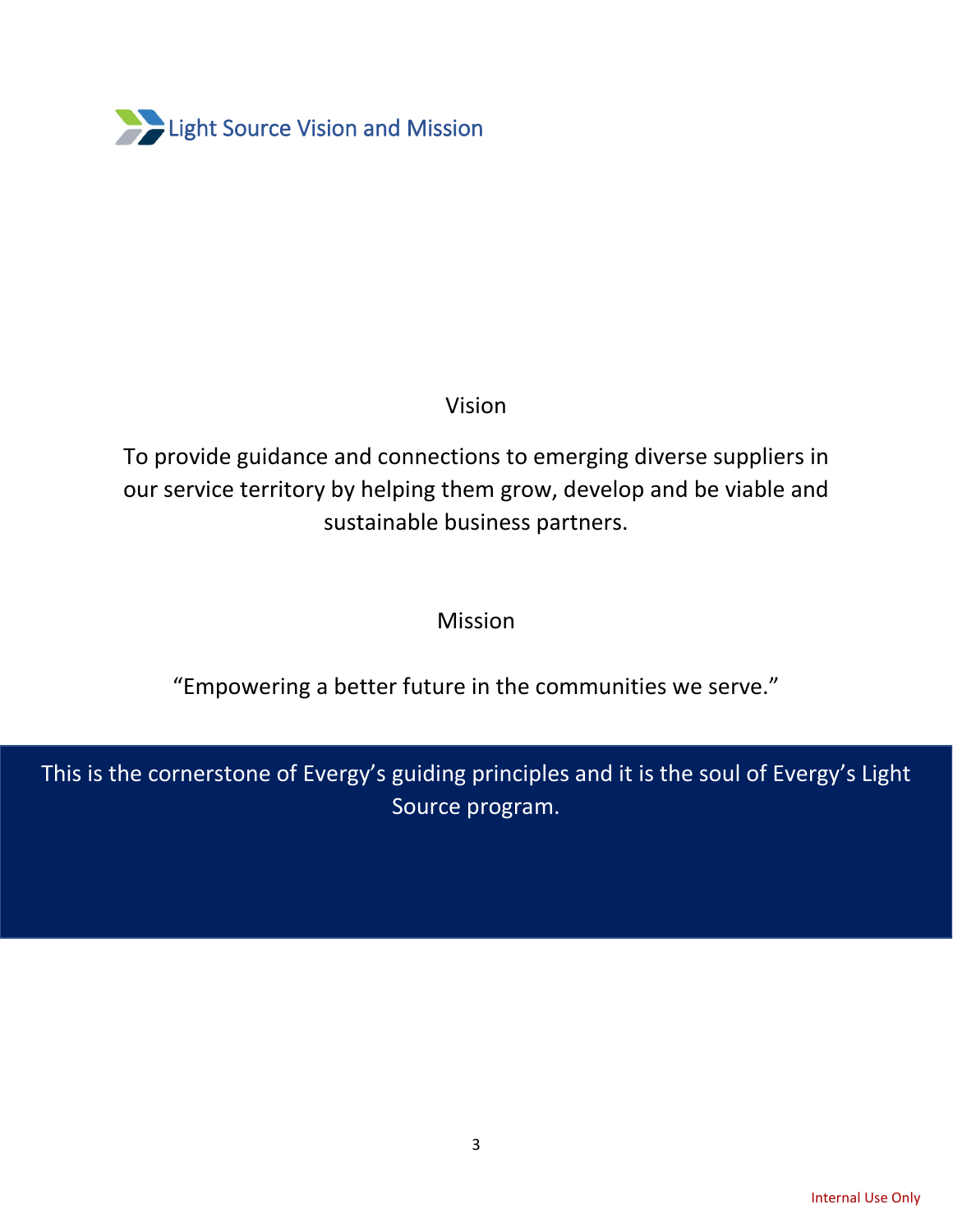# Light Source Vision and Mission

## Vision

To provide guidance and connections to emerging diverse suppliers in our service territory by helping them grow, develop and be viable and sustainable business partners.

## Mission

"Empowering a better future in the communities we serve."

This is the cornerstone of Evergy's guiding principles and it is the soul of Evergy's Light Source program.

Internal Use Only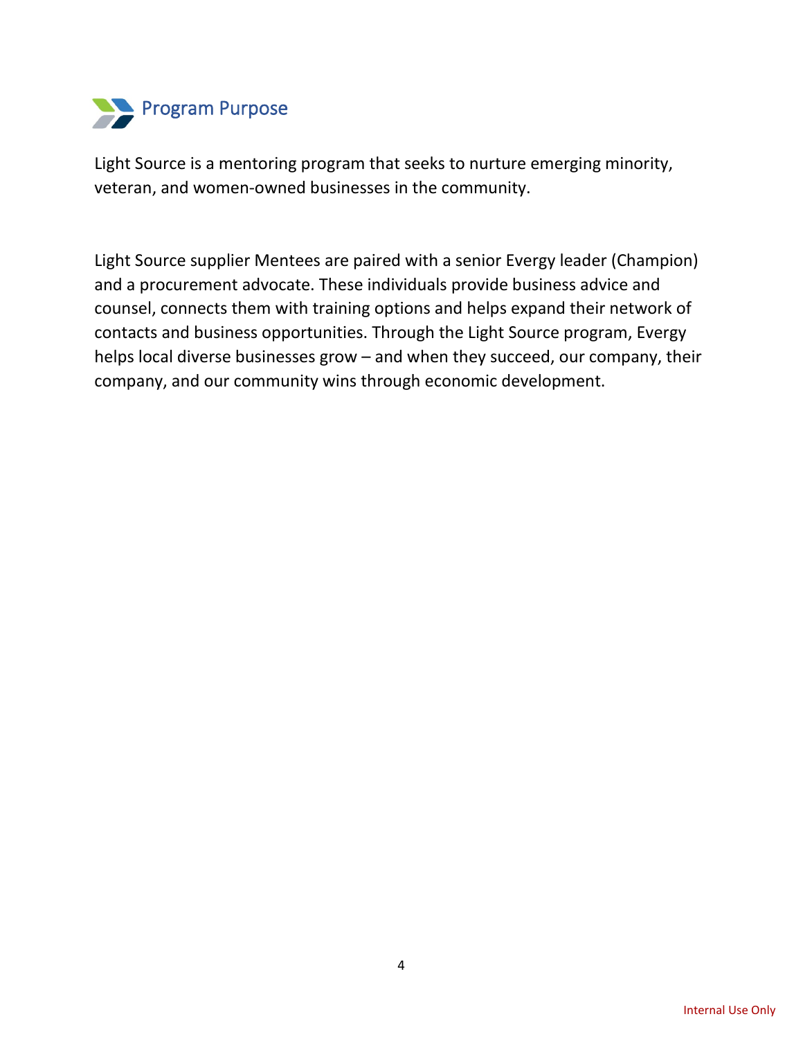## Program Purpose

Light Source is a mentoring program that seeks to nurture emerging minority, veteran, and women-owned businesses in the community.

Light Source supplier Mentees are paired with a senior Evergy leader (Champion) and a procurement advocate. These individuals provide business advice and counsel, connects them with training options and helps expand their network of contacts and business opportunities. Through the Light Source program, Evergy helps local diverse businesses grow – and when they succeed, our company, their company, and our community wins through economic development.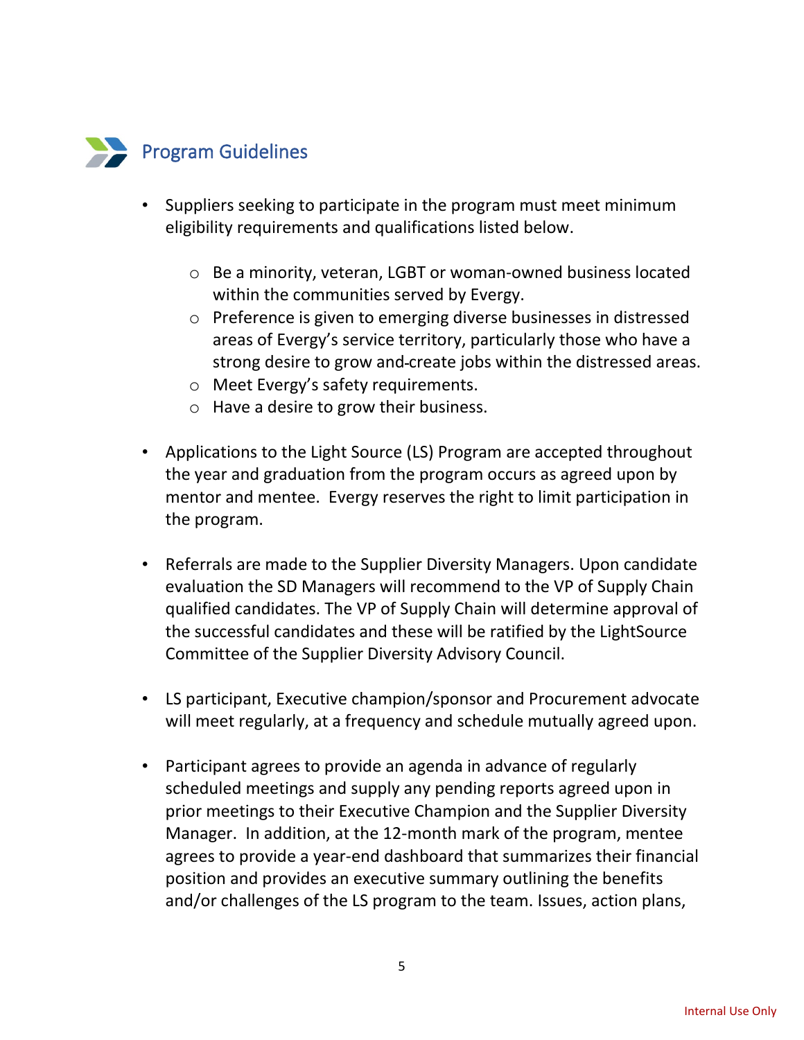## Program Guidelines

- Suppliers seeking to participate in the program must meet minimum eligibility requirements and qualifications listed below.
  - Be a minority, veteran, LGBT or woman-owned business located within the communities served by Evergy.
  - Preference is given to emerging diverse businesses in distressed areas of Evergy's service territory, particularly those who have a strong desire to grow and create jobs within the distressed areas.
  - Meet Evergy's safety requirements.
  - Have a desire to grow their business.

- Applications to the Light Source (LS) Program are accepted throughout the year and graduation from the program occurs as agreed upon by mentor and mentee. Evergy reserves the right to limit participation in the program.

- Referrals are made to the Supplier Diversity Managers. Upon candidate evaluation the SD Managers will recommend to the VP of Supply Chain qualified candidates. The VP of Supply Chain will determine approval of the successful candidates and these will be ratified by the LightSource Committee of the Supplier Diversity Advisory Council.

- LS participant, Executive champion/sponsor and Procurement advocate will meet regularly, at a frequency and schedule mutually agreed upon.

- Participant agrees to provide an agenda in advance of regularly scheduled meetings and supply any pending reports agreed upon in prior meetings to their Executive Champion and the Supplier Diversity Manager. In addition, at the 12-month mark of the program, mentee agrees to provide a year-end dashboard that summarizes their financial position and provides an executive summary outlining the benefits and/or challenges of the LS program to the team. Issues, action plans,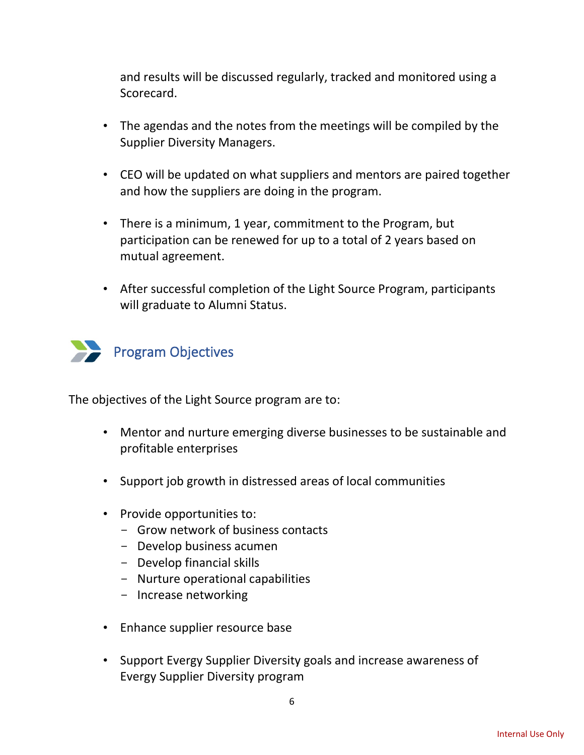and results will be discussed regularly, tracked and monitored using a Scorecard.

- The agendas and the notes from the meetings will be compiled by the Supplier Diversity Managers.
- CEO will be updated on what suppliers and mentors are paired together and how the suppliers are doing in the program.
- There is a minimum, 1 year, commitment to the Program, but participation can be renewed for up to a total of 2 years based on mutual agreement.
- After successful completion of the Light Source Program, participants will graduate to Alumni Status.

## Program Objectives

The objectives of the Light Source program are to:

- Mentor and nurture emerging diverse businesses to be sustainable and profitable enterprises
- Support job growth in distressed areas of local communities
- Provide opportunities to:
  - Grow network of business contacts
  - Develop business acumen
  - Develop financial skills
  - Nurture operational capabilities
  - Increase networking
- Enhance supplier resource base
- Support Evergy Supplier Diversity goals and increase awareness of Evergy Supplier Diversity program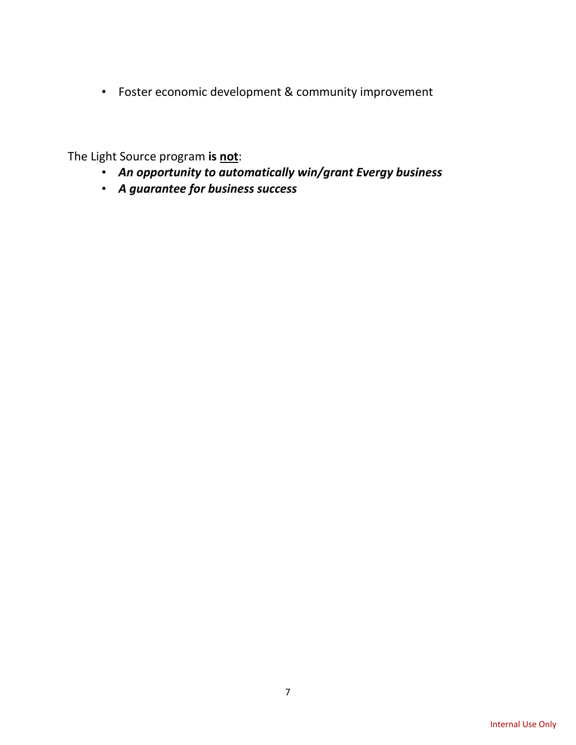- Foster economic development & community improvement

The Light Source program **is <u>not</u>**:

- ***An opportunity to automatically win/grant Evergy business***
- ***A guarantee for business success***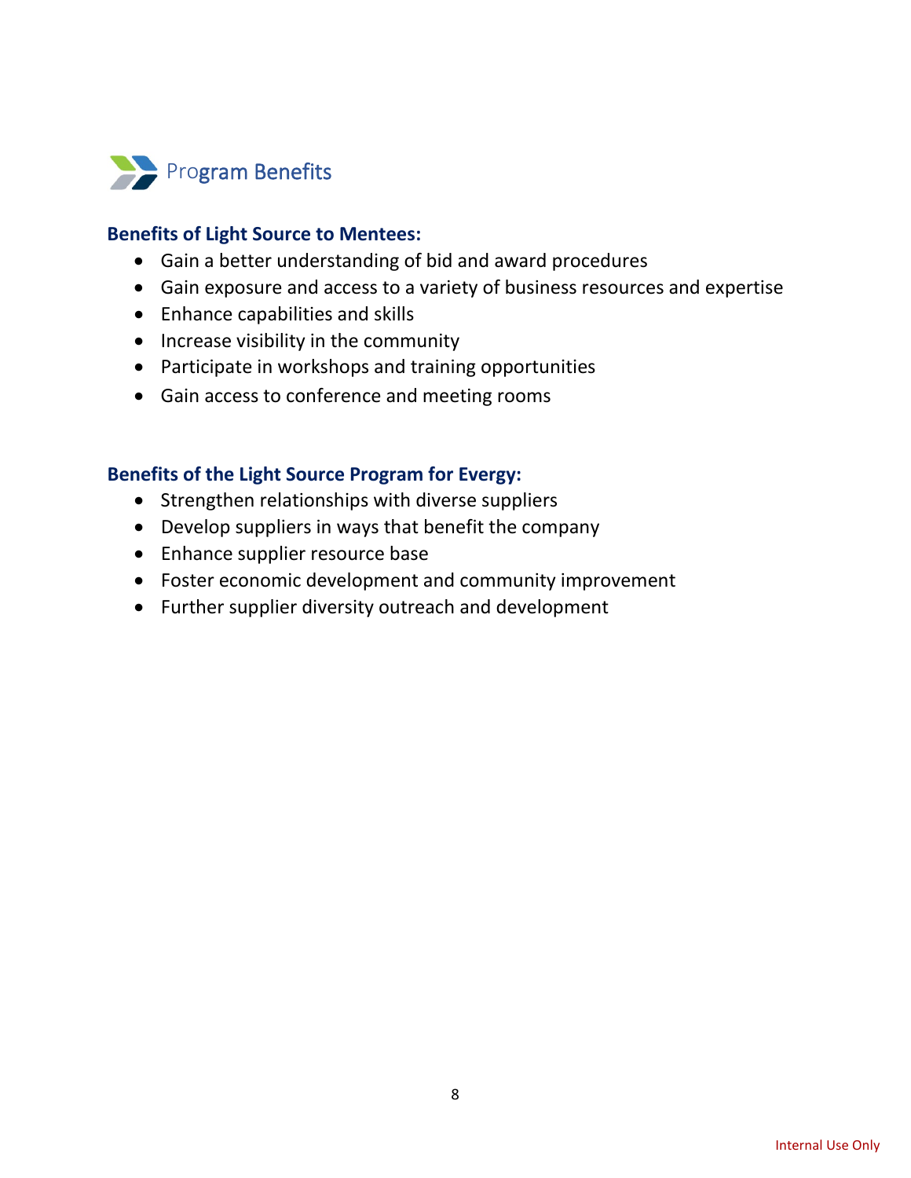# Program Benefits

### Benefits of Light Source to Mentees:

- Gain a better understanding of bid and award procedures
- Gain exposure and access to a variety of business resources and expertise
- Enhance capabilities and skills
- Increase visibility in the community
- Participate in workshops and training opportunities
- Gain access to conference and meeting rooms

### Benefits of the Light Source Program for Evergy:

- Strengthen relationships with diverse suppliers
- Develop suppliers in ways that benefit the company
- Enhance supplier resource base
- Foster economic development and community improvement
- Further supplier diversity outreach and development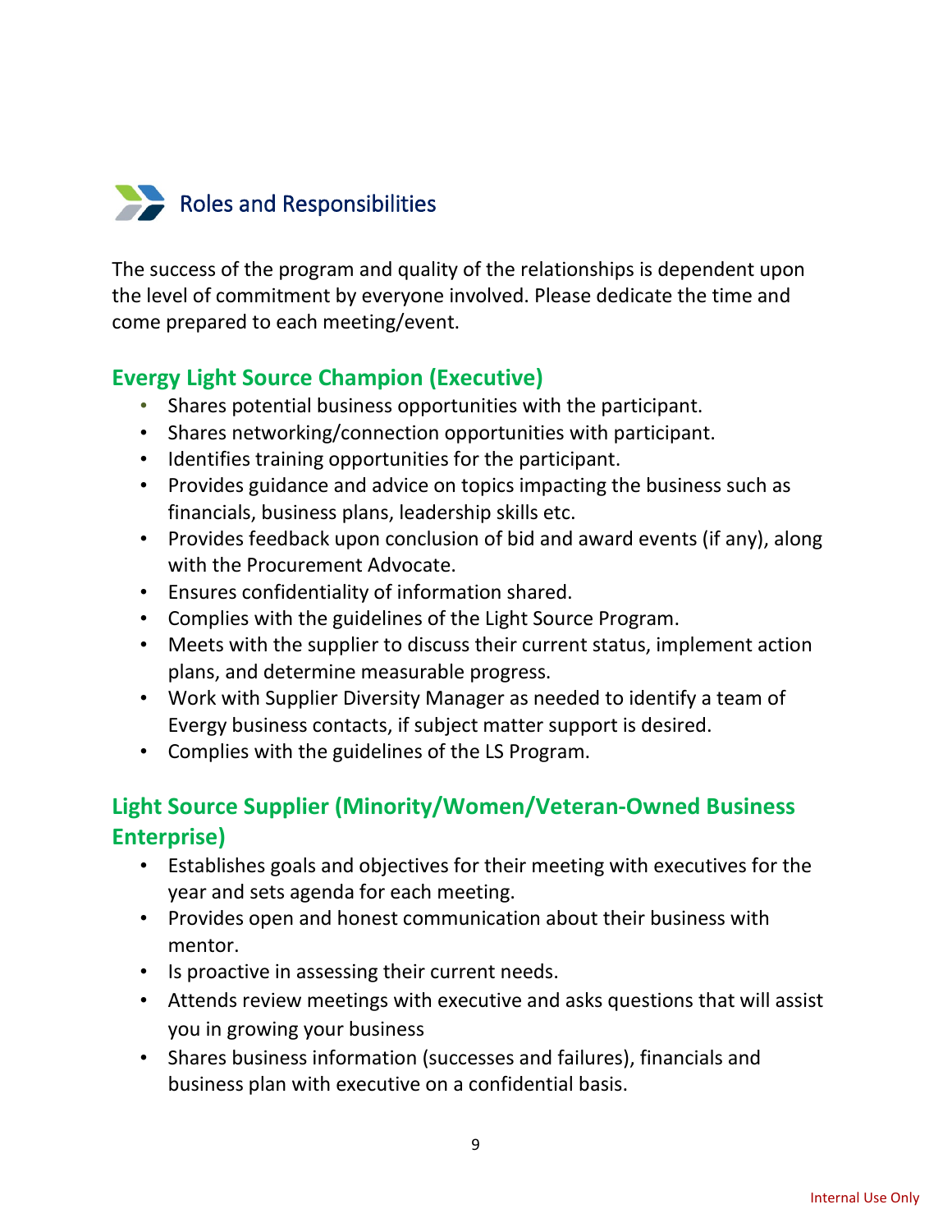## Roles and Responsibilities

The success of the program and quality of the relationships is dependent upon the level of commitment by everyone involved. Please dedicate the time and come prepared to each meeting/event.

### Evergy Light Source Champion (Executive)

- Shares potential business opportunities with the participant.
- Shares networking/connection opportunities with participant.
- Identifies training opportunities for the participant.
- Provides guidance and advice on topics impacting the business such as financials, business plans, leadership skills etc.
- Provides feedback upon conclusion of bid and award events (if any), along with the Procurement Advocate.
- Ensures confidentiality of information shared.
- Complies with the guidelines of the Light Source Program.
- Meets with the supplier to discuss their current status, implement action plans, and determine measurable progress.
- Work with Supplier Diversity Manager as needed to identify a team of Evergy business contacts, if subject matter support is desired.
- Complies with the guidelines of the LS Program.

### Light Source Supplier (Minority/Women/Veteran-Owned Business Enterprise)

- Establishes goals and objectives for their meeting with executives for the year and sets agenda for each meeting.
- Provides open and honest communication about their business with mentor.
- Is proactive in assessing their current needs.
- Attends review meetings with executive and asks questions that will assist you in growing your business
- Shares business information (successes and failures), financials and business plan with executive on a confidential basis.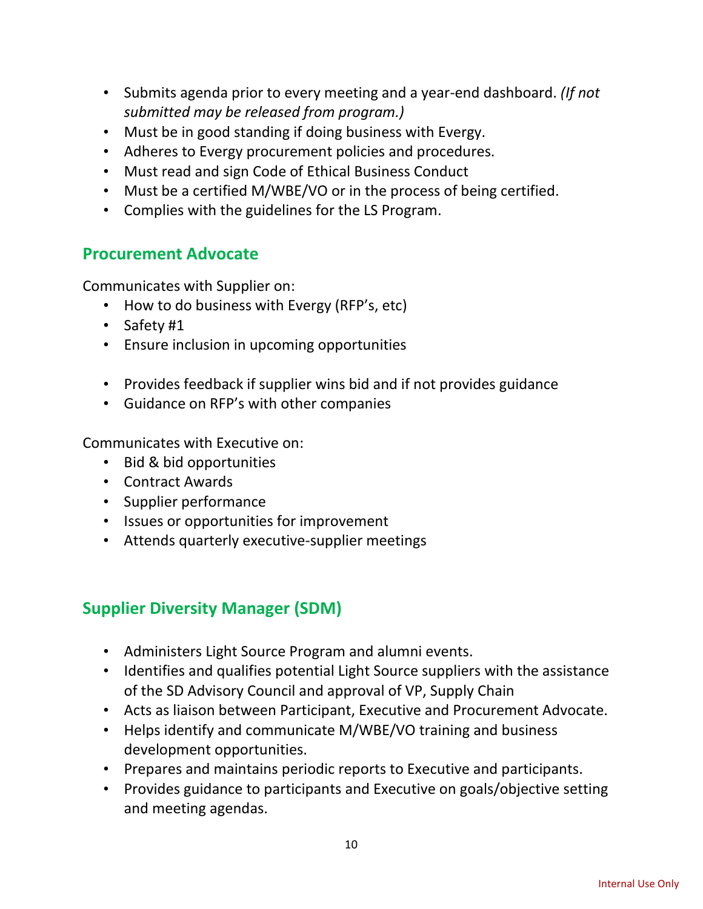- Submits agenda prior to every meeting and a year-end dashboard. *(If not submitted may be released from program.)*
- Must be in good standing if doing business with Evergy.
- Adheres to Evergy procurement policies and procedures.
- Must read and sign Code of Ethical Business Conduct
- Must be a certified M/WBE/VO or in the process of being certified.
- Complies with the guidelines for the LS Program.

## Procurement Advocate

Communicates with Supplier on:

- How to do business with Evergy (RFP's, etc)
- Safety #1
- Ensure inclusion in upcoming opportunities
- Provides feedback if supplier wins bid and if not provides guidance
- Guidance on RFP's with other companies

Communicates with Executive on:

- Bid & bid opportunities
- Contract Awards
- Supplier performance
- Issues or opportunities for improvement
- Attends quarterly executive-supplier meetings

## Supplier Diversity Manager (SDM)

- Administers Light Source Program and alumni events.
- Identifies and qualifies potential Light Source suppliers with the assistance of the SD Advisory Council and approval of VP, Supply Chain
- Acts as liaison between Participant, Executive and Procurement Advocate.
- Helps identify and communicate M/WBE/VO training and business development opportunities.
- Prepares and maintains periodic reports to Executive and participants.
- Provides guidance to participants and Executive on goals/objective setting and meeting agendas.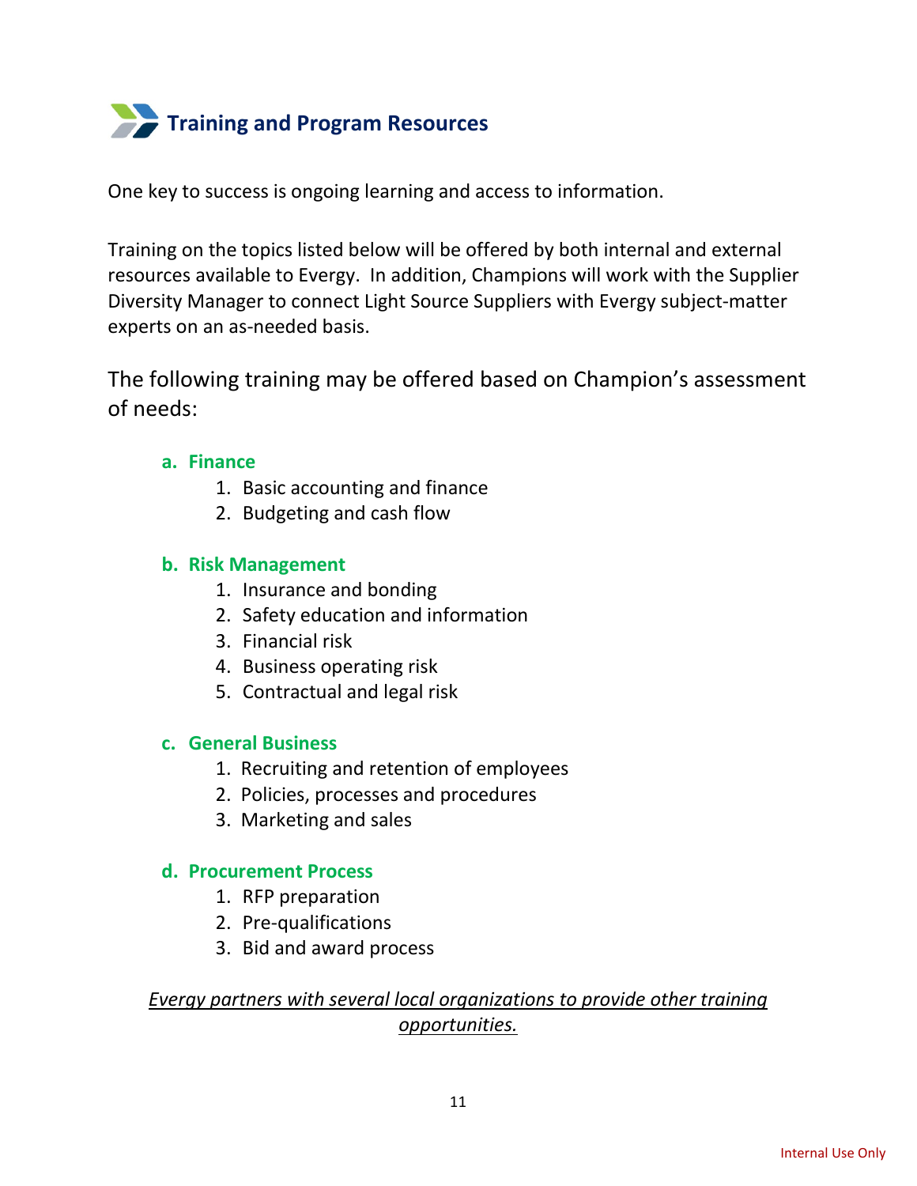## Training and Program Resources

One key to success is ongoing learning and access to information.

Training on the topics listed below will be offered by both internal and external resources available to Evergy. In addition, Champions will work with the Supplier Diversity Manager to connect Light Source Suppliers with Evergy subject-matter experts on an as-needed basis.

The following training may be offered based on Champion's assessment of needs:

**a. Finance**

1. Basic accounting and finance
2. Budgeting and cash flow

**b. Risk Management**

1. Insurance and bonding
2. Safety education and information
3. Financial risk
4. Business operating risk
5. Contractual and legal risk

**c. General Business**

1. Recruiting and retention of employees
2. Policies, processes and procedures
3. Marketing and sales

**d. Procurement Process**

1. RFP preparation
2. Pre-qualifications
3. Bid and award process

*Evergy partners with several local organizations to provide other training opportunities.*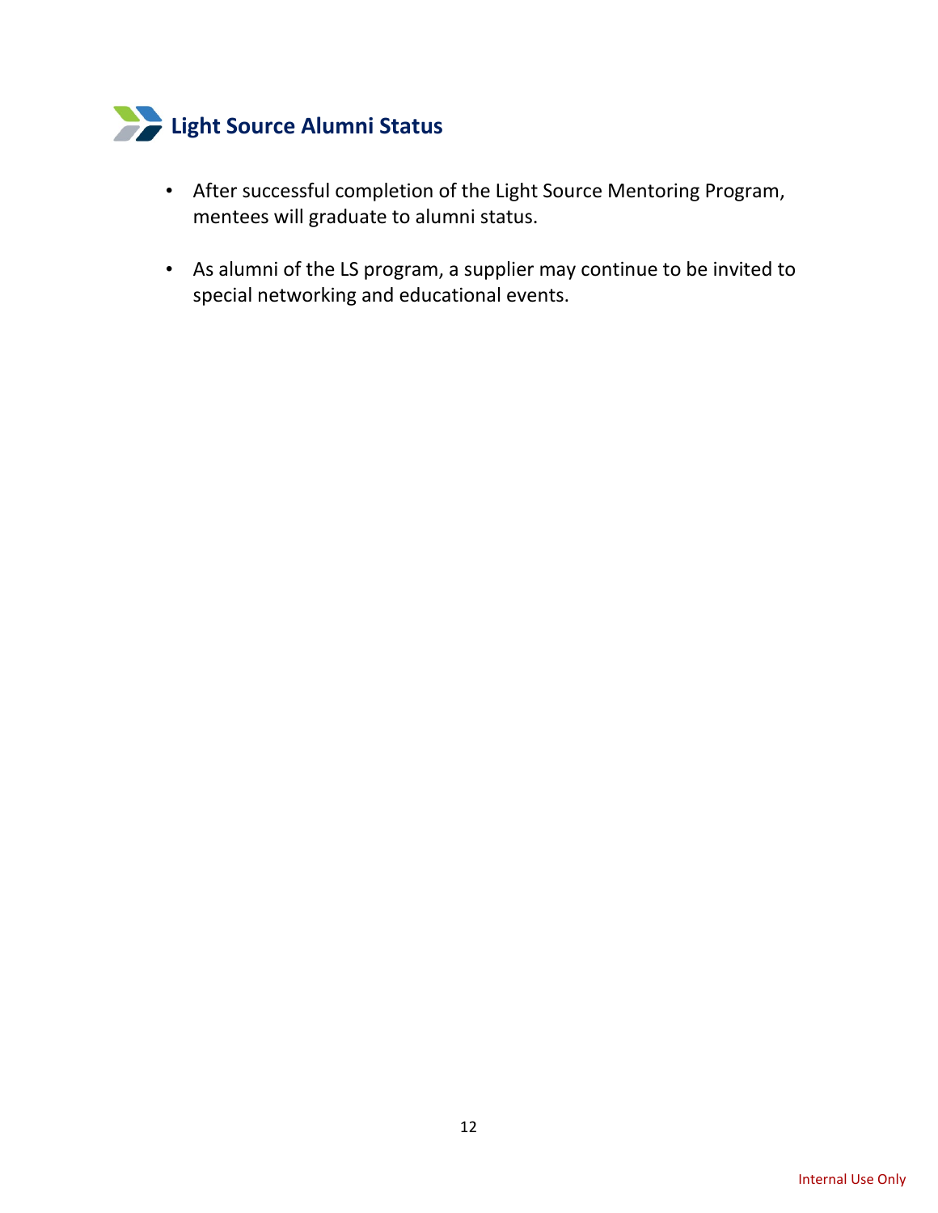## Light Source Alumni Status

- After successful completion of the Light Source Mentoring Program, mentees will graduate to alumni status.
- As alumni of the LS program, a supplier may continue to be invited to special networking and educational events.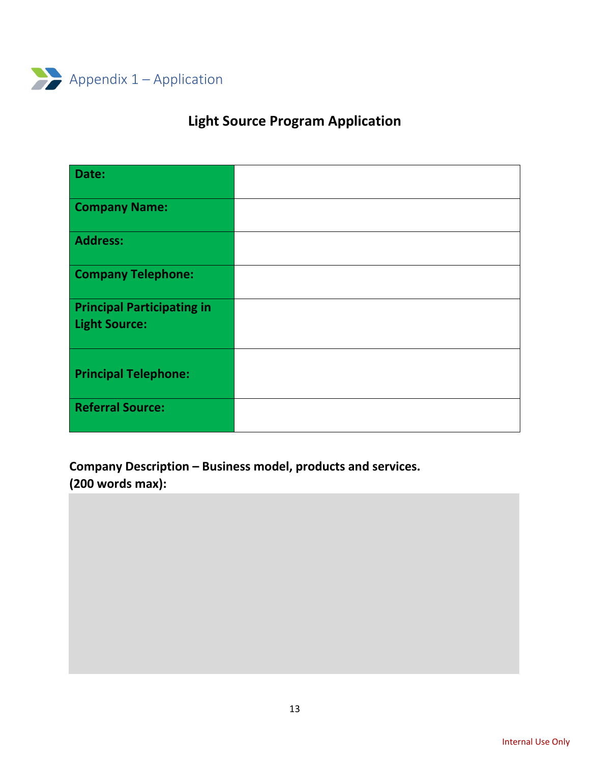## Appendix 1 – Application

### Light Source Program Application

| | |
|---|---|
| **Date:** | |
| **Company Name:** | |
| **Address:** | |
| **Company Telephone:** | |
| **Principal Participating in Light Source:** | |
| **Principal Telephone:** | |
| **Referral Source:** | |

**Company Description – Business model, products and services. (200 words max):**

Internal Use Only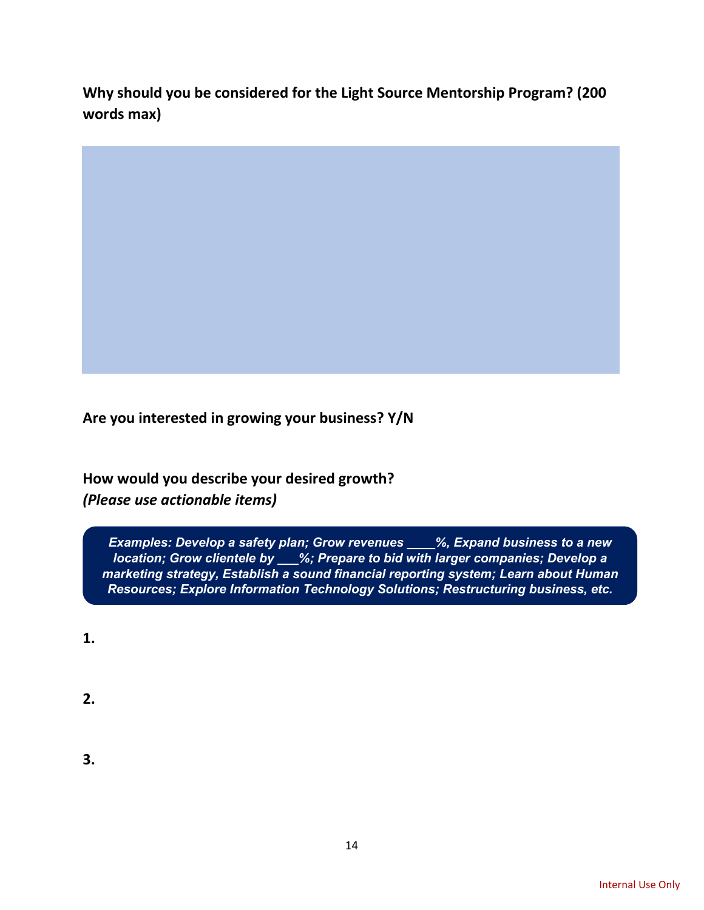**Why should you be considered for the Light Source Mentorship Program? (200 words max)**

**Are you interested in growing your business? Y/N**

**How would you describe your desired growth?**
***(Please use actionable items)***

> ***Examples: Develop a safety plan; Grow revenues ____%, Expand business to a new location; Grow clientele by ___%; Prepare to bid with larger companies; Develop a marketing strategy, Establish a sound financial reporting system; Learn about Human Resources; Explore Information Technology Solutions; Restructuring business, etc.***

**1.**

**2.**

**3.**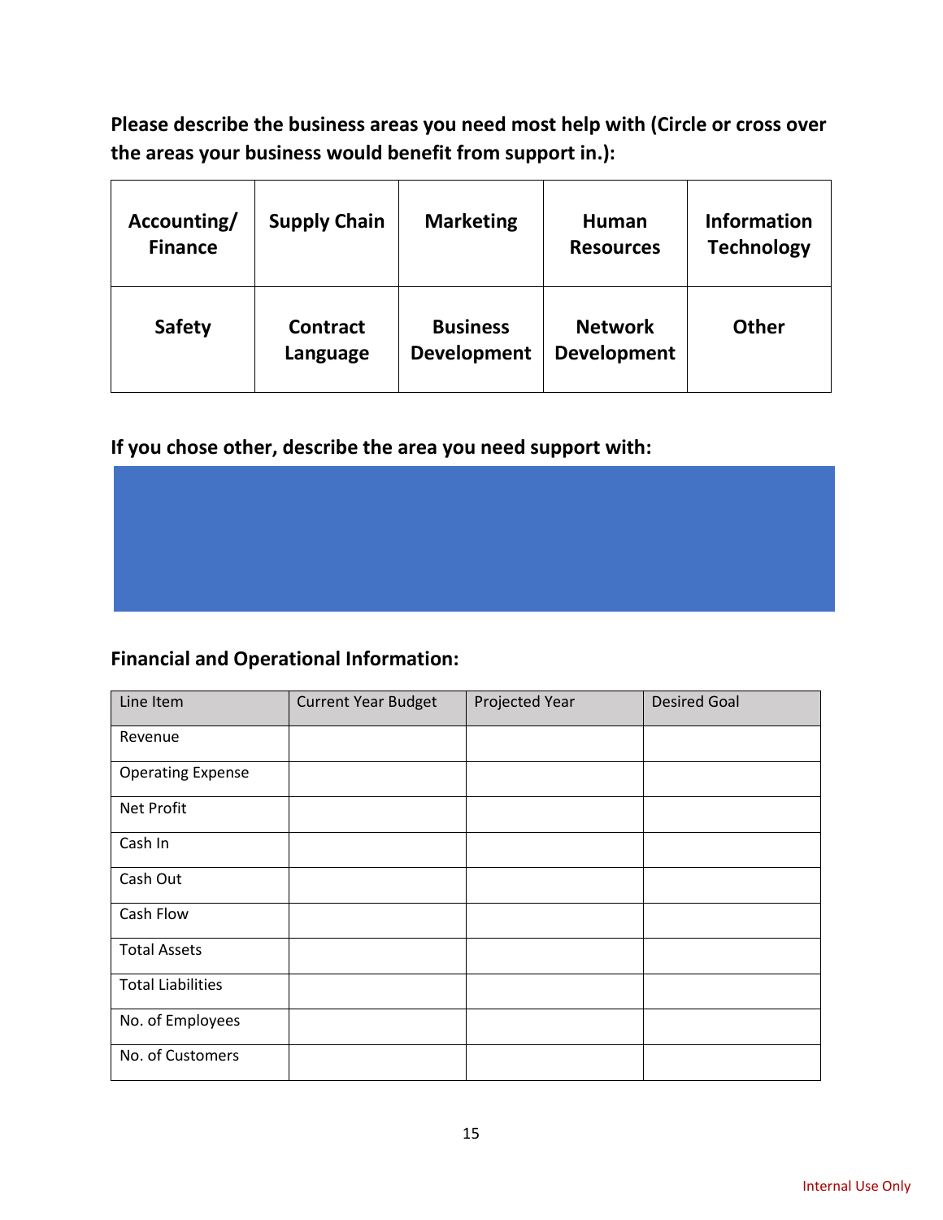**Please describe the business areas you need most help with (Circle or cross over the areas your business would benefit from support in.):**

| **Accounting/ Finance** | **Supply Chain** | **Marketing** | **Human Resources** | **Information Technology** |
|---|---|---|---|---|
| **Safety** | **Contract Language** | **Business Development** | **Network Development** | **Other** |

**If you chose other, describe the area you need support with:**

**Financial and Operational Information:**

| Line Item | Current Year Budget | Projected Year | Desired Goal |
|---|---|---|---|
| Revenue | | | |
| Operating Expense | | | |
| Net Profit | | | |
| Cash In | | | |
| Cash Out | | | |
| Cash Flow | | | |
| Total Assets | | | |
| Total Liabilities | | | |
| No. of Employees | | | |
| No. of Customers | | | |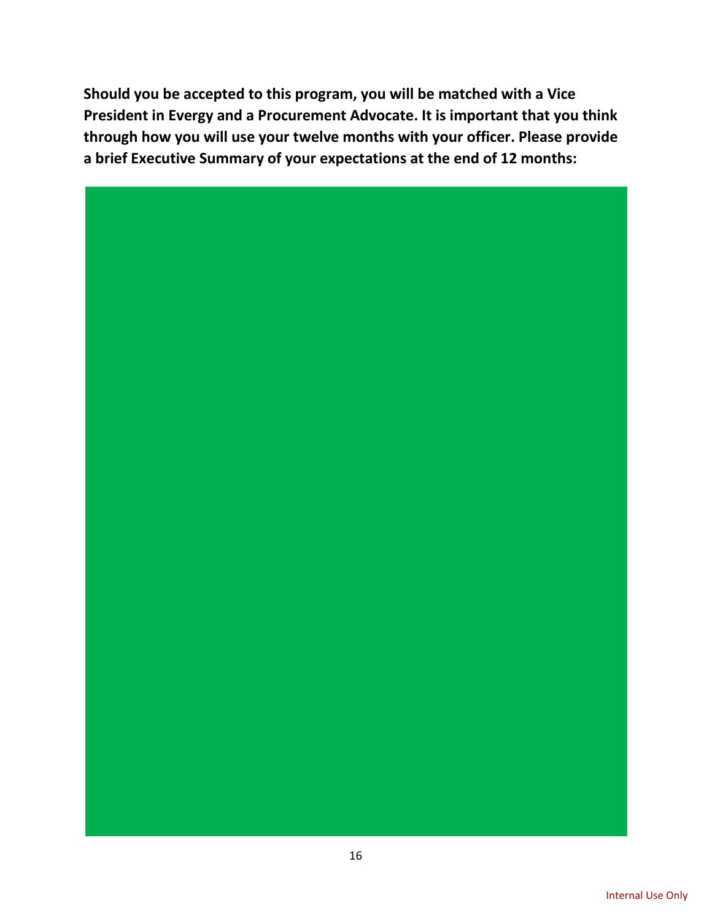**Should you be accepted to this program, you will be matched with a Vice President in Evergy and a Procurement Advocate. It is important that you think through how you will use your twelve months with your officer. Please provide a brief Executive Summary of your expectations at the end of 12 months:**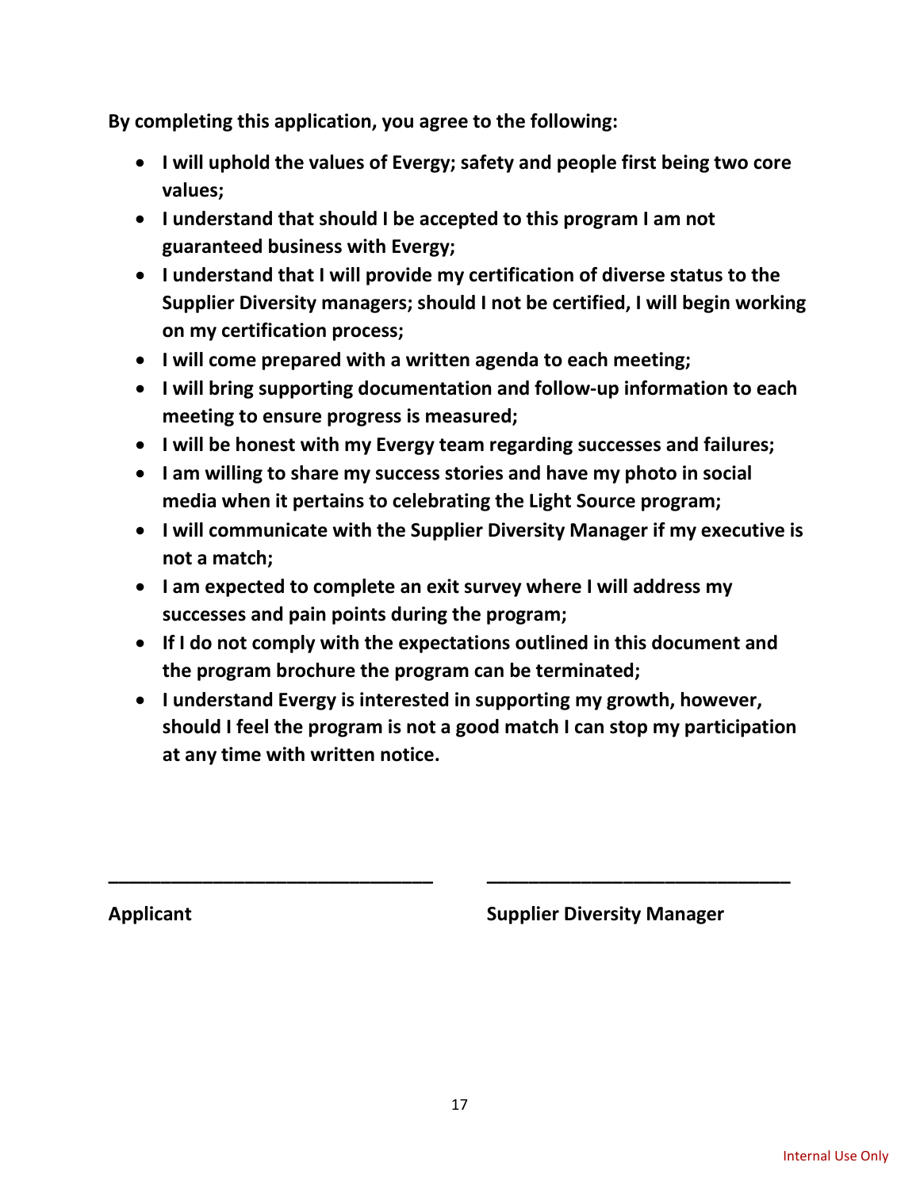**By completing this application, you agree to the following:**

- **I will uphold the values of Evergy; safety and people first being two core values;**
- **I understand that should I be accepted to this program I am not guaranteed business with Evergy;**
- **I understand that I will provide my certification of diverse status to the Supplier Diversity managers; should I not be certified, I will begin working on my certification process;**
- **I will come prepared with a written agenda to each meeting;**
- **I will bring supporting documentation and follow-up information to each meeting to ensure progress is measured;**
- **I will be honest with my Evergy team regarding successes and failures;**
- **I am willing to share my success stories and have my photo in social media when it pertains to celebrating the Light Source program;**
- **I will communicate with the Supplier Diversity Manager if my executive is not a match;**
- **I am expected to complete an exit survey where I will address my successes and pain points during the program;**
- **If I do not comply with the expectations outlined in this document and the program brochure the program can be terminated;**
- **I understand Evergy is interested in supporting my growth, however, should I feel the program is not a good match I can stop my participation at any time with written notice.**

\_\_\_\_\_\_\_\_\_\_\_\_\_\_\_\_\_\_\_\_\_\_\_\_\_\_\_\_\_\_ &nbsp;&nbsp;&nbsp;&nbsp; \_\_\_\_\_\_\_\_\_\_\_\_\_\_\_\_\_\_\_\_\_\_\_\_\_\_\_\_\_\_

**Applicant** &nbsp;&nbsp;&nbsp;&nbsp; **Supplier Diversity Manager**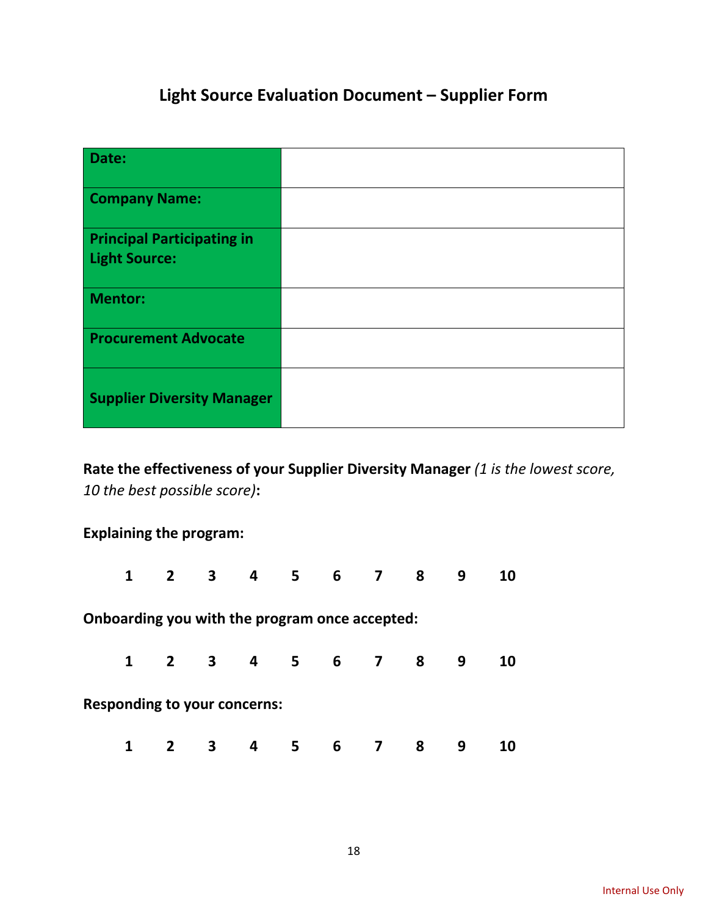## Light Source Evaluation Document – Supplier Form

| | |
|---|---|
| **Date:** | |
| **Company Name:** | |
| **Principal Participating in Light Source:** | |
| **Mentor:** | |
| **Procurement Advocate** | |
| **Supplier Diversity Manager** | |

**Rate the effectiveness of your Supplier Diversity Manager** *(1 is the lowest score, 10 the best possible score)***:**

**Explaining the program:**

**1 2 3 4 5 6 7 8 9 10**

**Onboarding you with the program once accepted:**

**1 2 3 4 5 6 7 8 9 10**

**Responding to your concerns:**

**1 2 3 4 5 6 7 8 9 10**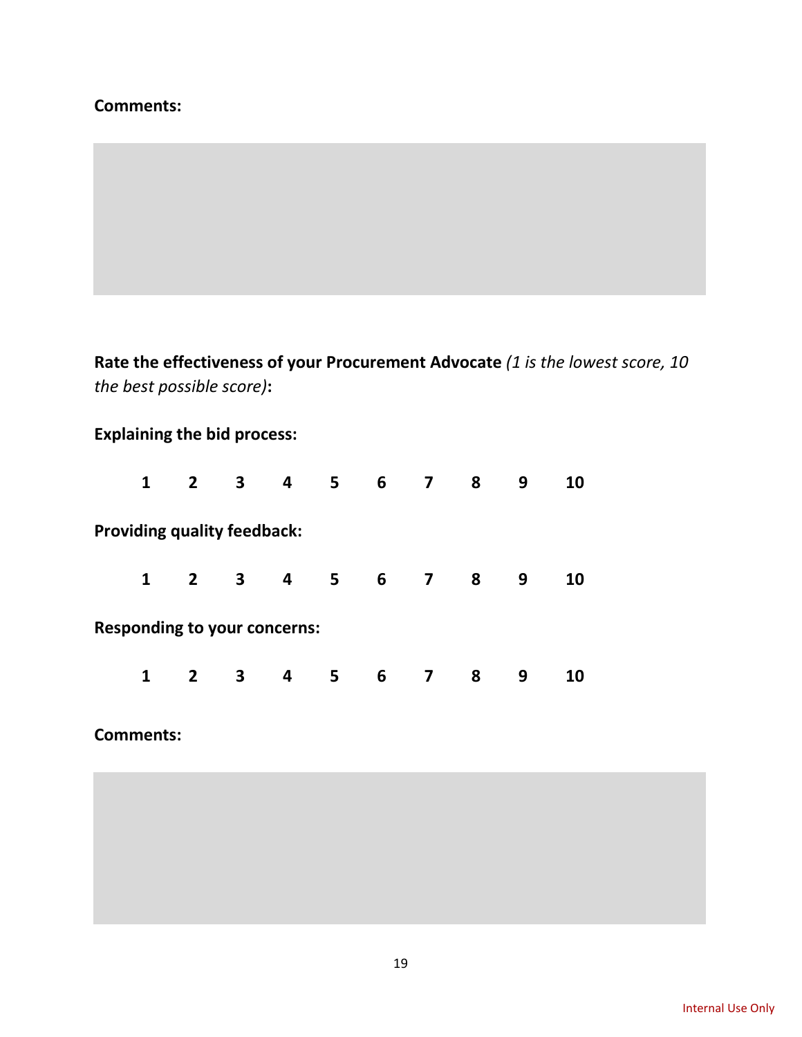**Comments:**

**Rate the effectiveness of your Procurement Advocate** *(1 is the lowest score, 10 the best possible score)***:**

**Explaining the bid process:**

**1 2 3 4 5 6 7 8 9 10**

**Providing quality feedback:**

**1 2 3 4 5 6 7 8 9 10**

**Responding to your concerns:**

**1 2 3 4 5 6 7 8 9 10**

**Comments:**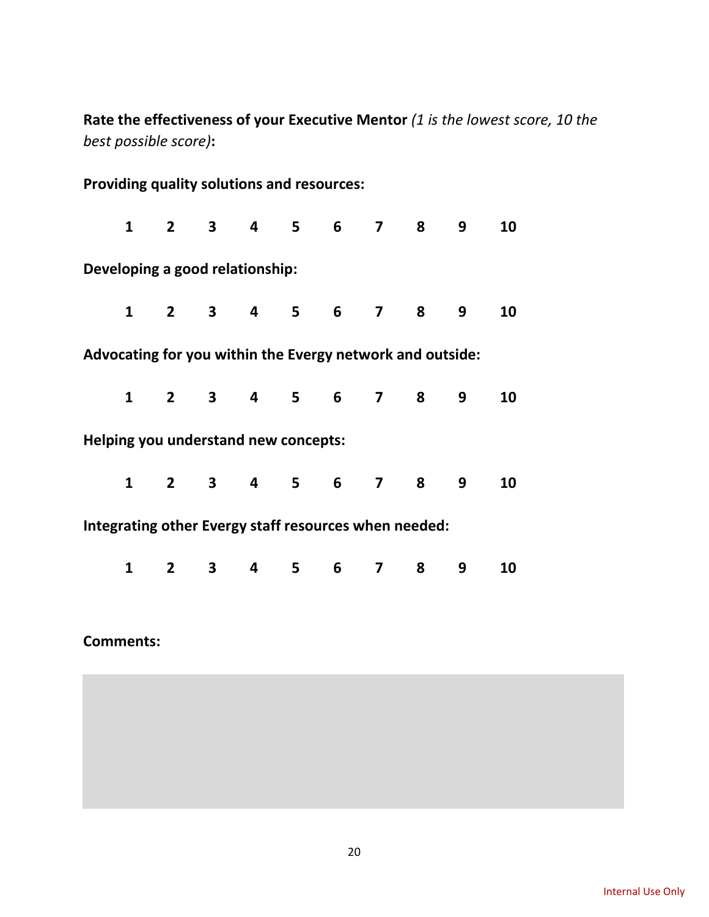**Rate the effectiveness of your Executive Mentor** *(1 is the lowest score, 10 the best possible score)***:**

**Providing quality solutions and resources:**

**1 2 3 4 5 6 7 8 9 10**

**Developing a good relationship:**

**1 2 3 4 5 6 7 8 9 10**

**Advocating for you within the Evergy network and outside:**

**1 2 3 4 5 6 7 8 9 10**

**Helping you understand new concepts:**

**1 2 3 4 5 6 7 8 9 10**

**Integrating other Evergy staff resources when needed:**

**1 2 3 4 5 6 7 8 9 10**

**Comments:**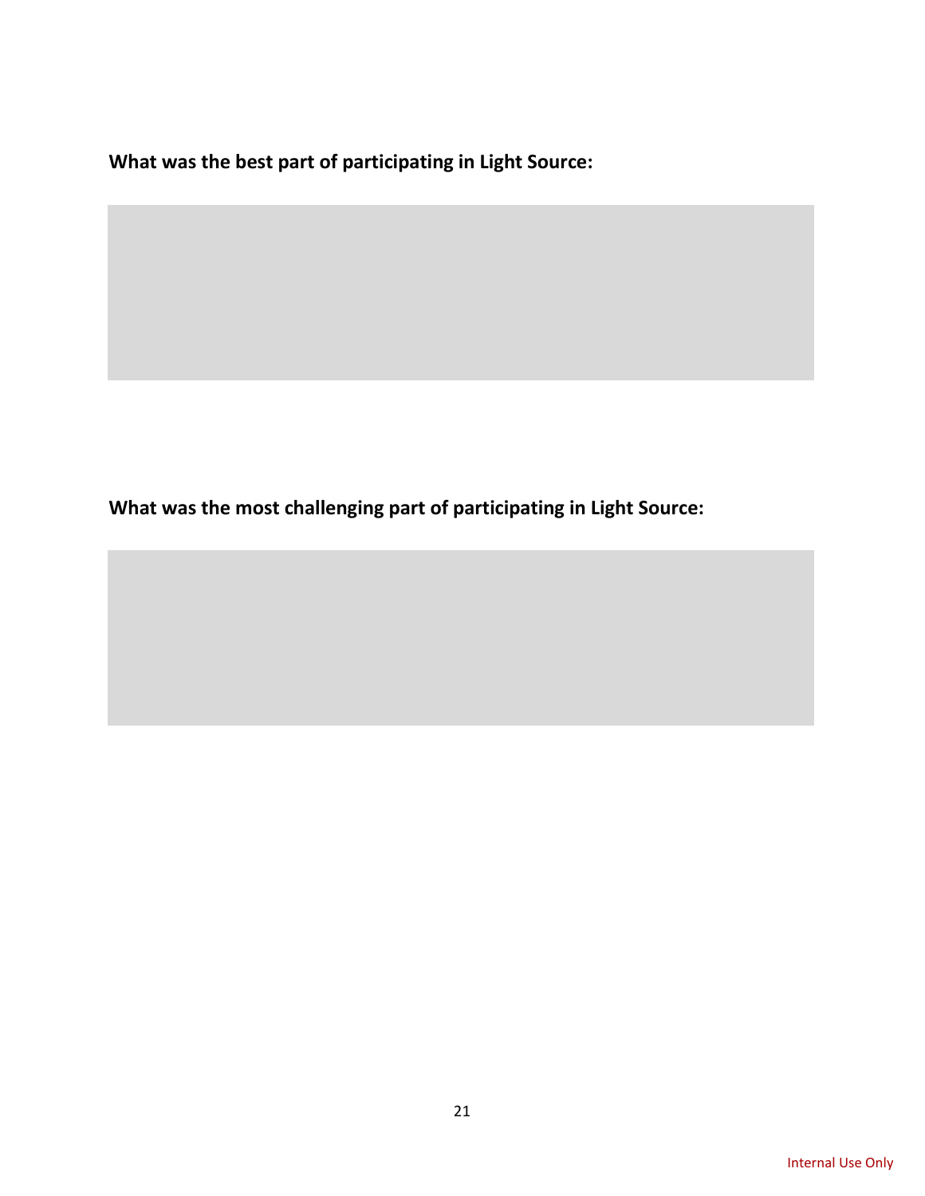**What was the best part of participating in Light Source:**

**What was the most challenging part of participating in Light Source:**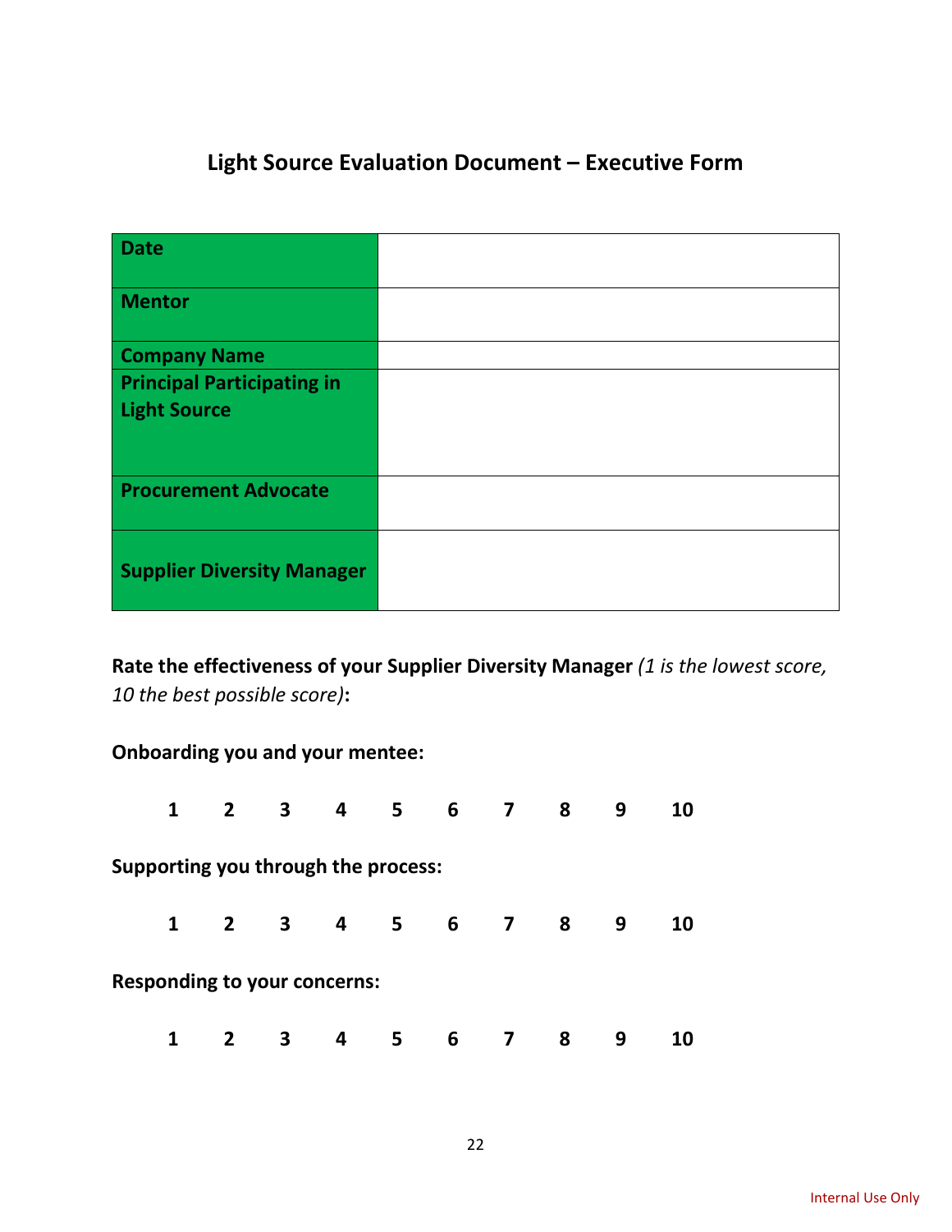## Light Source Evaluation Document – Executive Form

| | |
|---|---|
| **Date** | |
| **Mentor** | |
| **Company Name** | |
| **Principal Participating in Light Source** | |
| **Procurement Advocate** | |
| **Supplier Diversity Manager** | |

**Rate the effectiveness of your Supplier Diversity Manager** *(1 is the lowest score, 10 the best possible score)***:**

**Onboarding you and your mentee:**

**1 2 3 4 5 6 7 8 9 10**

**Supporting you through the process:**

**1 2 3 4 5 6 7 8 9 10**

**Responding to your concerns:**

**1 2 3 4 5 6 7 8 9 10**

Internal Use Only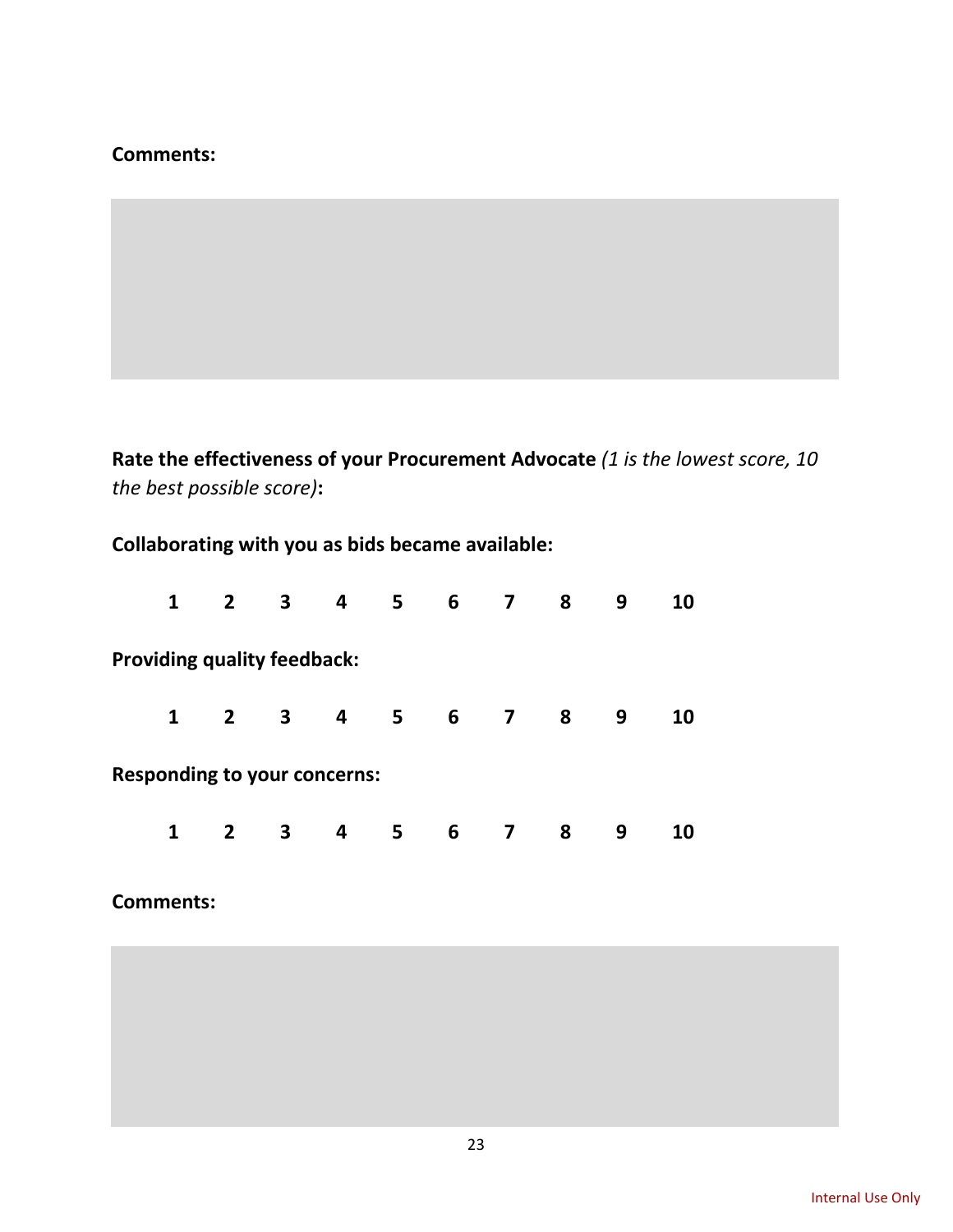**Comments:**

**Rate the effectiveness of your Procurement Advocate** *(1 is the lowest score, 10 the best possible score)***:**

**Collaborating with you as bids became available:**

**1 2 3 4 5 6 7 8 9 10**

**Providing quality feedback:**

**1 2 3 4 5 6 7 8 9 10**

**Responding to your concerns:**

**1 2 3 4 5 6 7 8 9 10**

**Comments:**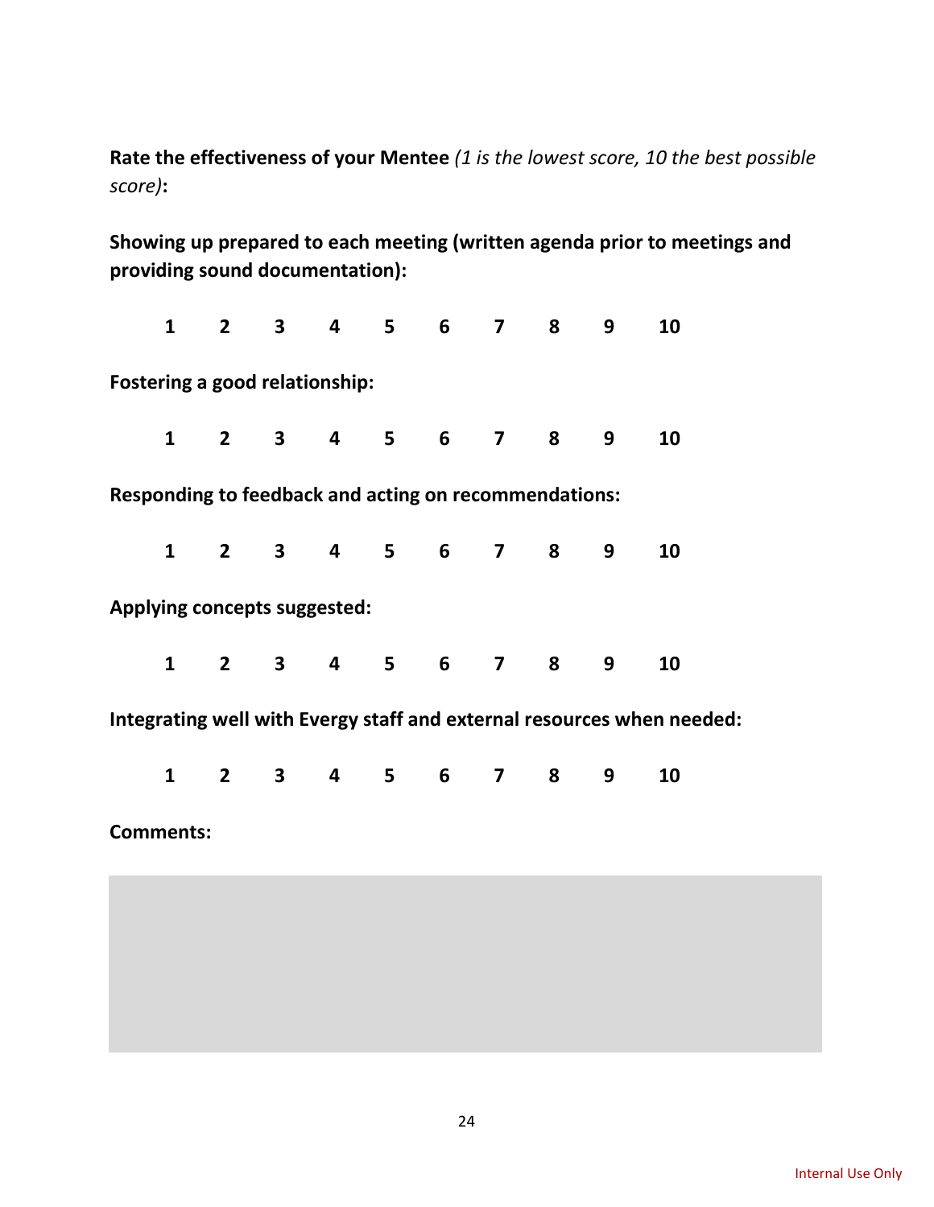**Rate the effectiveness of your Mentee** *(1 is the lowest score, 10 the best possible score)***:**

**Showing up prepared to each meeting (written agenda prior to meetings and providing sound documentation):**

**1 2 3 4 5 6 7 8 9 10**

**Fostering a good relationship:**

**1 2 3 4 5 6 7 8 9 10**

**Responding to feedback and acting on recommendations:**

**1 2 3 4 5 6 7 8 9 10**

**Applying concepts suggested:**

**1 2 3 4 5 6 7 8 9 10**

**Integrating well with Evergy staff and external resources when needed:**

**1 2 3 4 5 6 7 8 9 10**

**Comments:**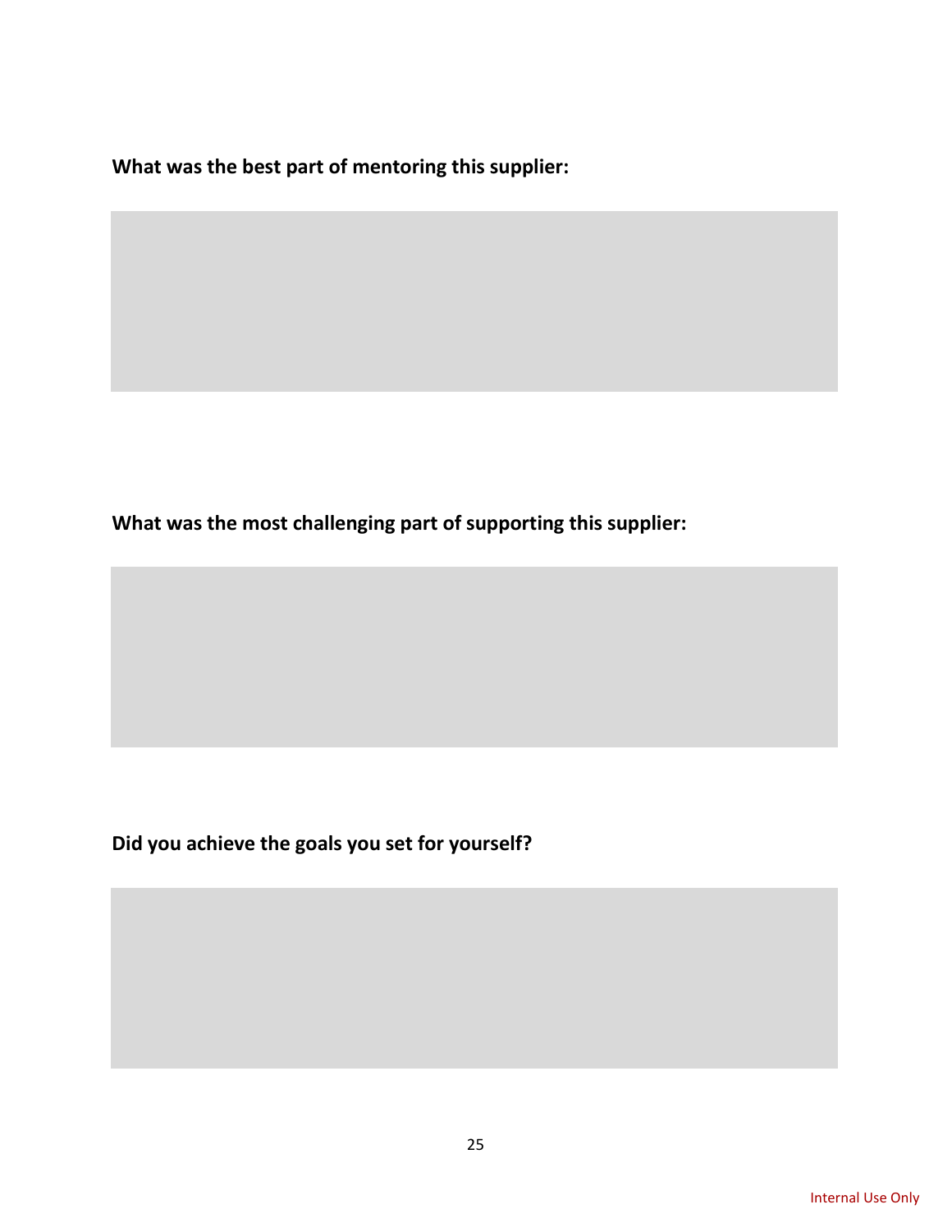**What was the best part of mentoring this supplier:**

**What was the most challenging part of supporting this supplier:**

**Did you achieve the goals you set for yourself?**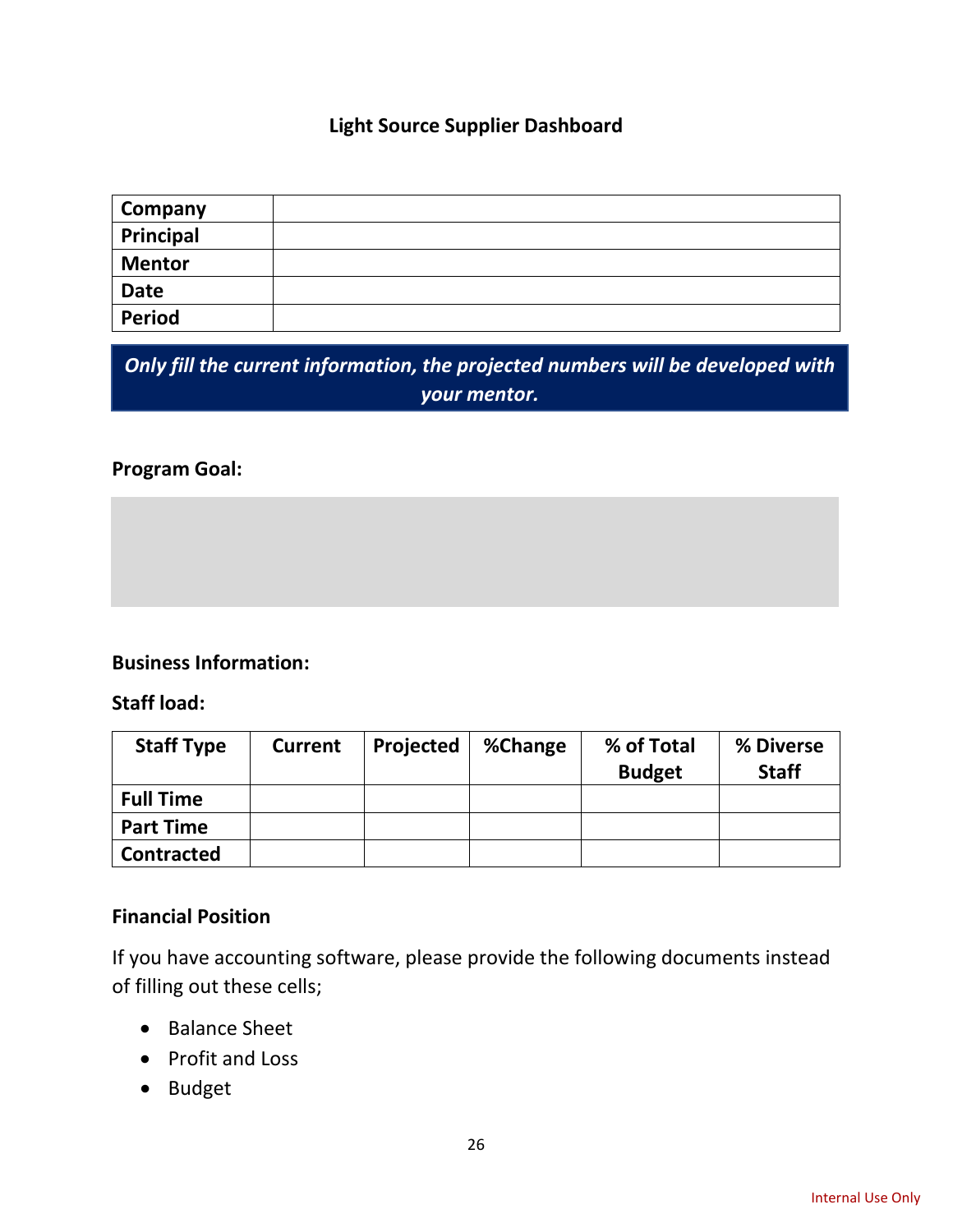# Light Source Supplier Dashboard

| Company | |
|---|---|
| Principal | |
| Mentor | |
| Date | |
| Period | |

***Only fill the current information, the projected numbers will be developed with your mentor.***

**Program Goal:**

**Business Information:**

**Staff load:**

| Staff Type | Current | Projected | %Change | % of Total Budget | % Diverse Staff |
|---|---|---|---|---|---|
| **Full Time** | | | | | |
| **Part Time** | | | | | |
| **Contracted** | | | | | |

**Financial Position**

If you have accounting software, please provide the following documents instead of filling out these cells;

- Balance Sheet
- Profit and Loss
- Budget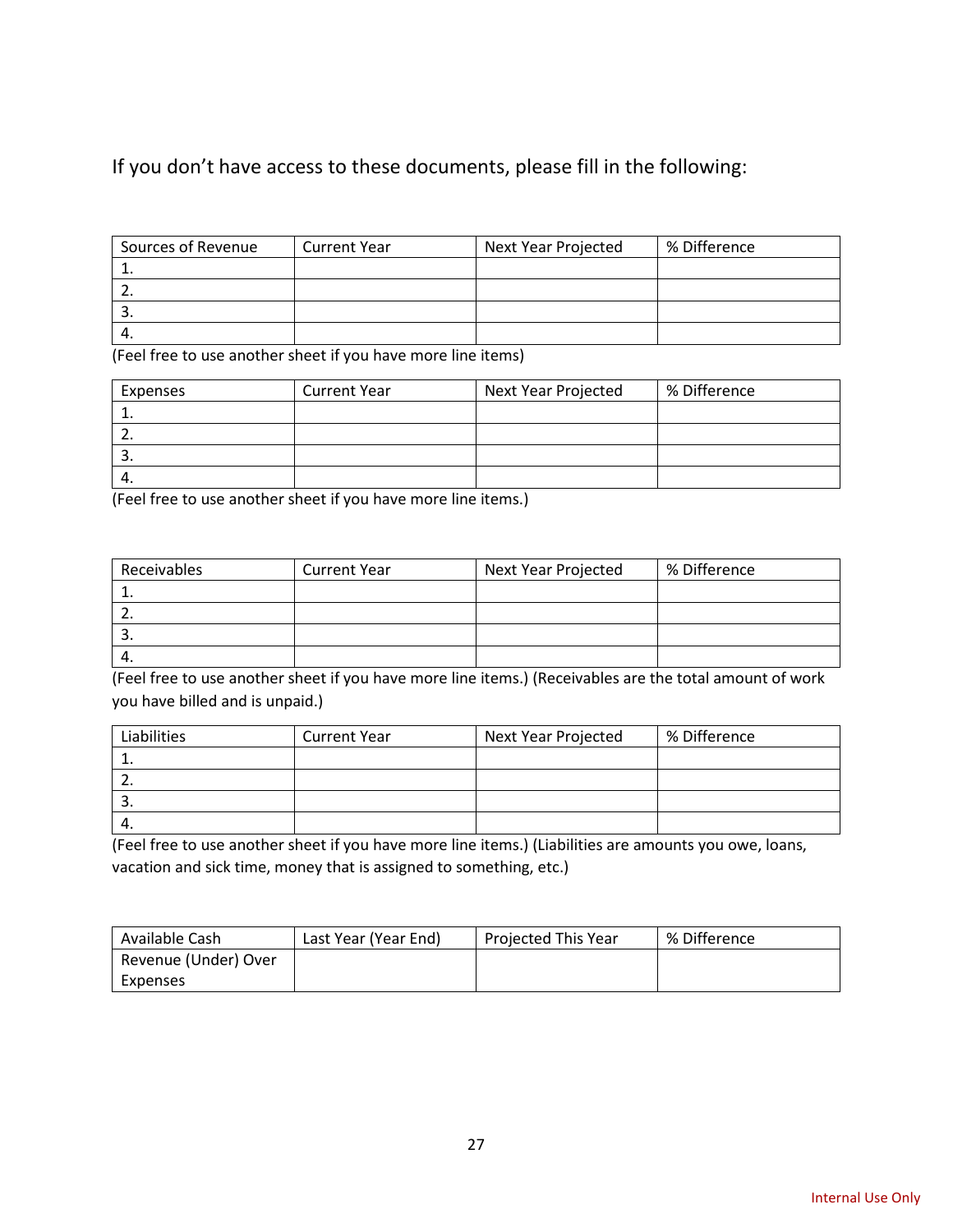If you don't have access to these documents, please fill in the following:

| Sources of Revenue | Current Year | Next Year Projected | % Difference |
|---|---|---|---|
| 1. | | | |
| 2. | | | |
| 3. | | | |
| 4. | | | |

(Feel free to use another sheet if you have more line items)

| Expenses | Current Year | Next Year Projected | % Difference |
|---|---|---|---|
| 1. | | | |
| 2. | | | |
| 3. | | | |
| 4. | | | |

(Feel free to use another sheet if you have more line items.)

| Receivables | Current Year | Next Year Projected | % Difference |
|---|---|---|---|
| 1. | | | |
| 2. | | | |
| 3. | | | |
| 4. | | | |

(Feel free to use another sheet if you have more line items.) (Receivables are the total amount of work you have billed and is unpaid.)

| Liabilities | Current Year | Next Year Projected | % Difference |
|---|---|---|---|
| 1. | | | |
| 2. | | | |
| 3. | | | |
| 4. | | | |

(Feel free to use another sheet if you have more line items.) (Liabilities are amounts you owe, loans, vacation and sick time, money that is assigned to something, etc.)

| Available Cash | Last Year (Year End) | Projected This Year | % Difference |
|---|---|---|---|
| Revenue (Under) Over Expenses | | | |

Internal Use Only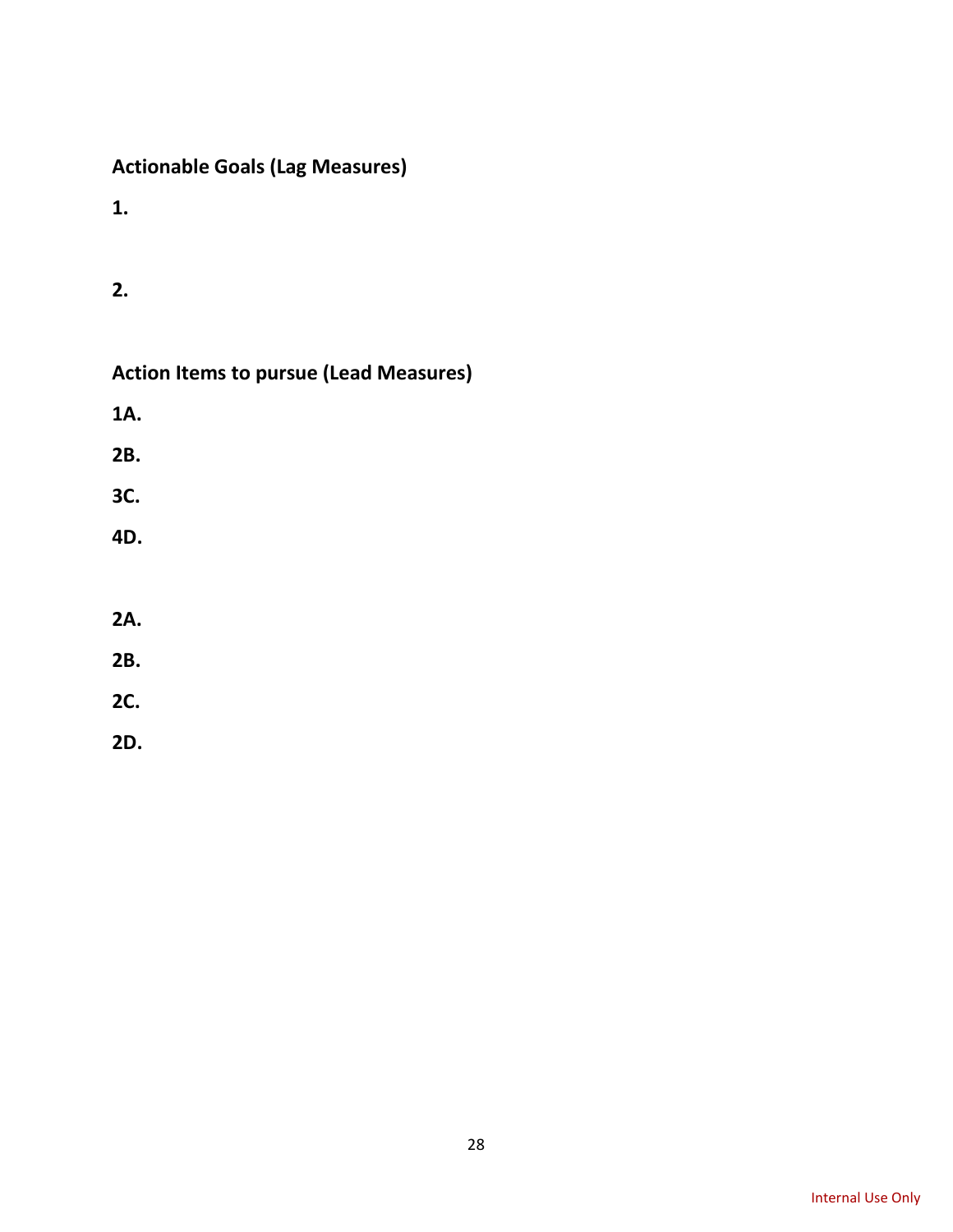**Actionable Goals (Lag Measures)**

**1.**

**2.**

**Action Items to pursue (Lead Measures)**

**1A.**

**2B.**

**3C.**

**4D.**

**2A.**

**2B.**

**2C.**

**2D.**

Internal Use Only